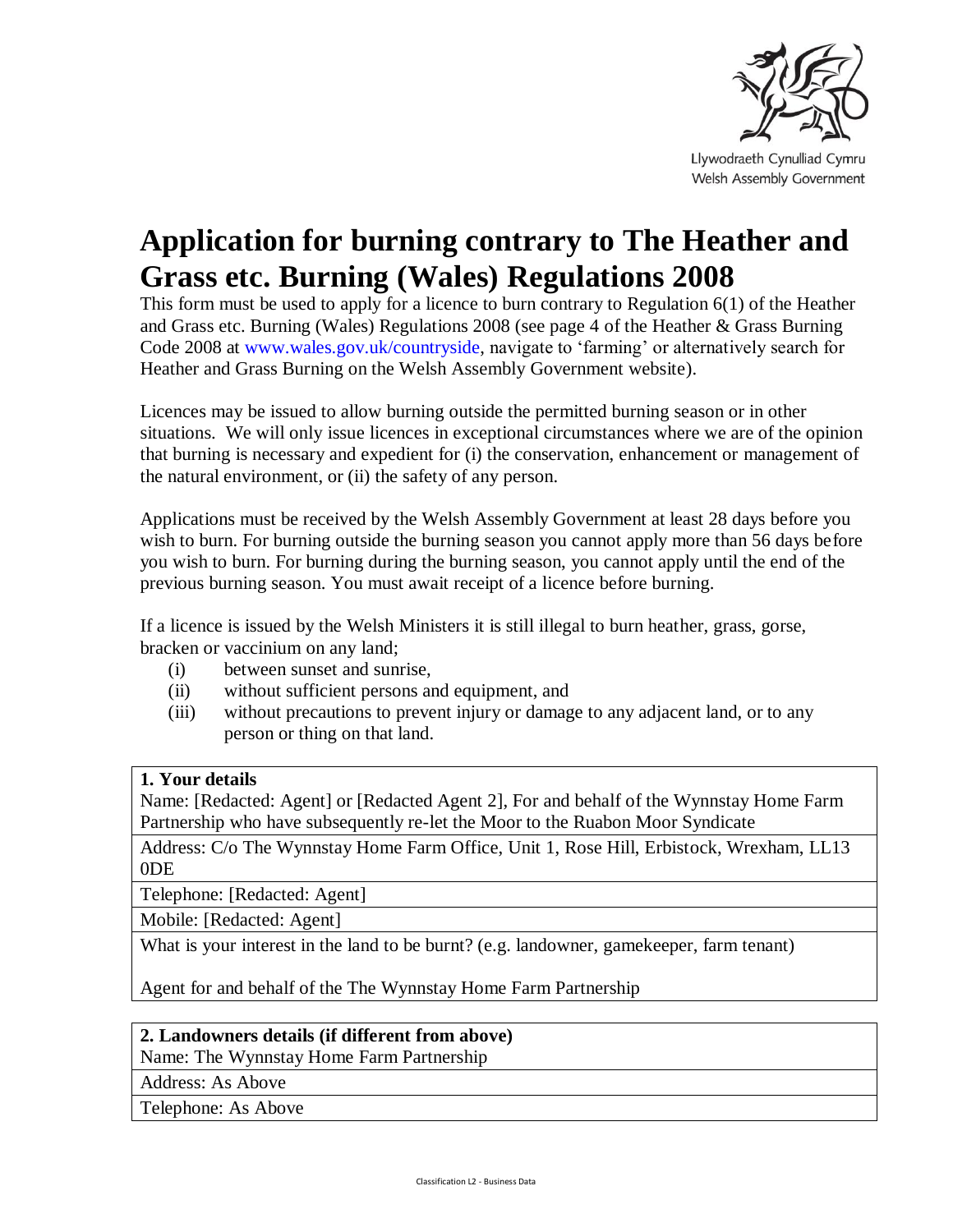Llywodraeth Cynulliad Cymru
Welsh Assembly Government

# Application for burning contrary to The Heather and Grass etc. Burning (Wales) Regulations 2008

This form must be used to apply for a licence to burn contrary to Regulation 6(1) of the Heather and Grass etc. Burning (Wales) Regulations 2008 (see page 4 of the Heather & Grass Burning Code 2008 at www.wales.gov.uk/countryside, navigate to 'farming' or alternatively search for Heather and Grass Burning on the Welsh Assembly Government website).

Licences may be issued to allow burning outside the permitted burning season or in other situations. We will only issue licences in exceptional circumstances where we are of the opinion that burning is necessary and expedient for (i) the conservation, enhancement or management of the natural environment, or (ii) the safety of any person.

Applications must be received by the Welsh Assembly Government at least 28 days before you wish to burn. For burning outside the burning season you cannot apply more than 56 days before you wish to burn. For burning during the burning season, you cannot apply until the end of the previous burning season. You must await receipt of a licence before burning.

If a licence is issued by the Welsh Ministers it is still illegal to burn heather, grass, gorse, bracken or vaccinium on any land;

- (i) between sunset and sunrise,
- (ii) without sufficient persons and equipment, and
- (iii) without precautions to prevent injury or damage to any adjacent land, or to any person or thing on that land.

| **1. Your details** |
|---|
| Name: [Redacted: Agent] or [Redacted Agent 2], For and behalf of the Wynnstay Home Farm Partnership who have subsequently re-let the Moor to the Ruabon Moor Syndicate |
| Address: C/o The Wynnstay Home Farm Office, Unit 1, Rose Hill, Erbistock, Wrexham, LL13 0DE |
| Telephone: [Redacted: Agent] |
| Mobile: [Redacted: Agent] |
| What is your interest in the land to be burnt? (e.g. landowner, gamekeeper, farm tenant)<br><br>Agent for and behalf of the The Wynnstay Home Farm Partnership |

| **2. Landowners details (if different from above)** |
|---|
| Name: The Wynnstay Home Farm Partnership |
| Address: As Above |
| Telephone: As Above |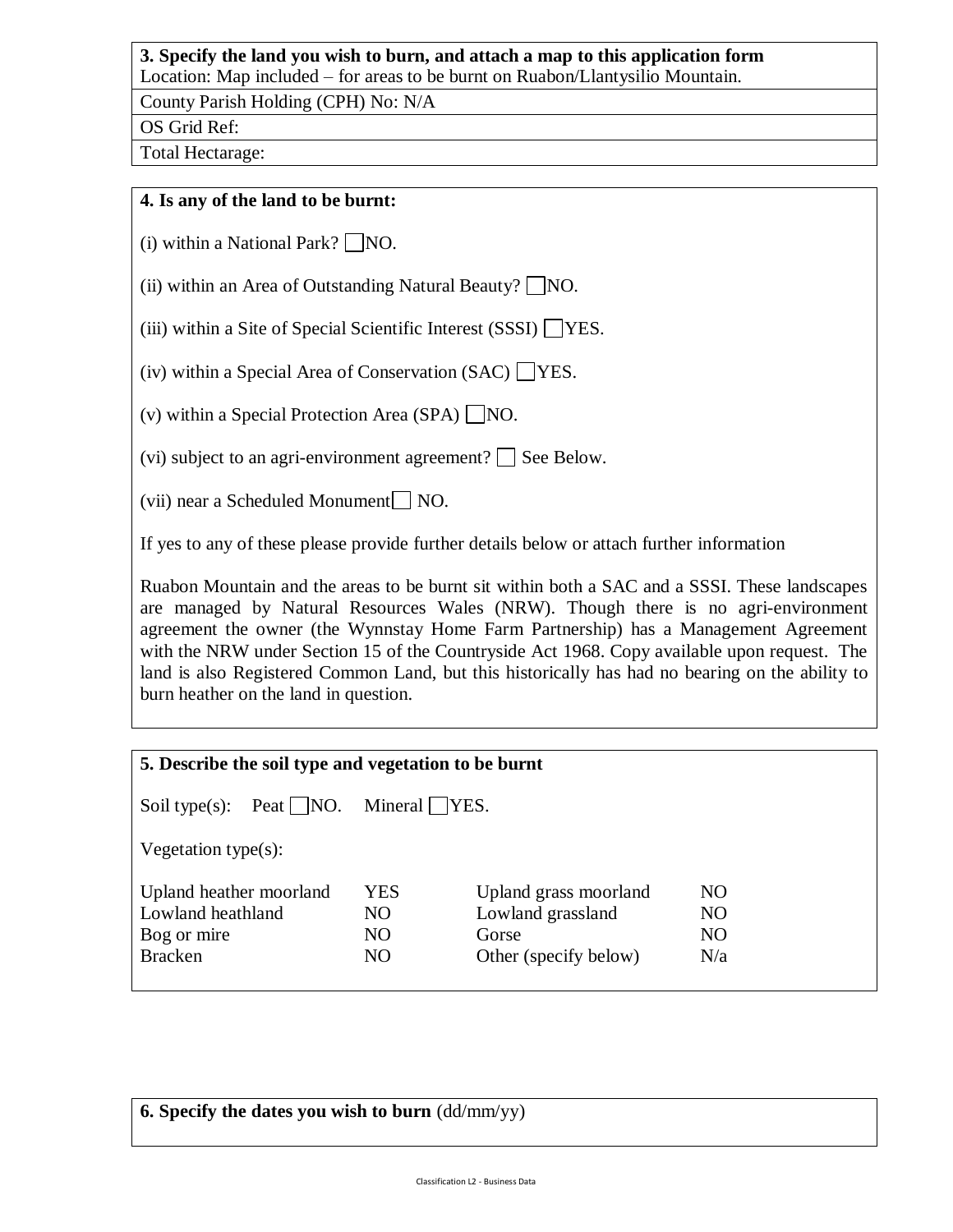**3. Specify the land you wish to burn, and attach a map to this application form**

Location: Map included – for areas to be burnt on Ruabon/Llantysilio Mountain.

County Parish Holding (CPH) No: N/A

OS Grid Ref:

Total Hectarage:

**4. Is any of the land to be burnt:**

(i) within a National Park? ☐ NO.

(ii) within an Area of Outstanding Natural Beauty? ☐ NO.

(iii) within a Site of Special Scientific Interest (SSSI) ☐ YES.

(iv) within a Special Area of Conservation (SAC) ☐ YES.

(v) within a Special Protection Area (SPA) ☐ NO.

(vi) subject to an agri-environment agreement? ☐ See Below.

(vii) near a Scheduled Monument ☐ NO.

If yes to any of these please provide further details below or attach further information

Ruabon Mountain and the areas to be burnt sit within both a SAC and a SSSI. These landscapes are managed by Natural Resources Wales (NRW). Though there is no agri-environment agreement the owner (the Wynnstay Home Farm Partnership) has a Management Agreement with the NRW under Section 15 of the Countryside Act 1968. Copy available upon request. The land is also Registered Common Land, but this historically has had no bearing on the ability to burn heather on the land in question.

**5. Describe the soil type and vegetation to be burnt**

Soil type(s): Peat ☐ NO. Mineral ☐ YES.

Vegetation type(s):

| | | | |
|---|---|---|---|
| Upland heather moorland | YES | Upland grass moorland | NO |
| Lowland heathland | NO | Lowland grassland | NO |
| Bog or mire | NO | Gorse | NO |
| Bracken | NO | Other (specify below) | N/a |

**6. Specify the dates you wish to burn** (dd/mm/yy)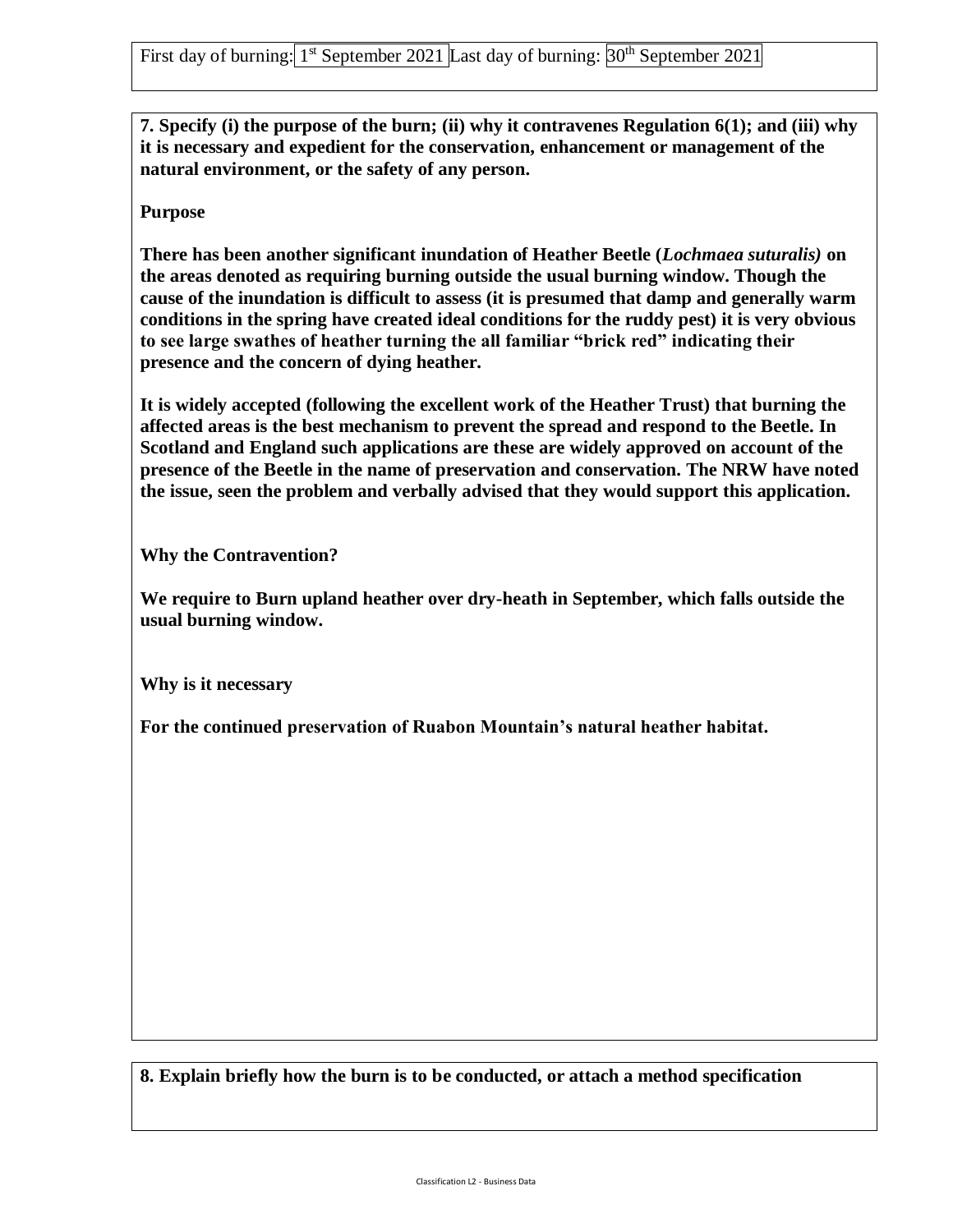First day of burning: 1st September 2021 Last day of burning: 30th September 2021

**7. Specify (i) the purpose of the burn; (ii) why it contravenes Regulation 6(1); and (iii) why it is necessary and expedient for the conservation, enhancement or management of the natural environment, or the safety of any person.**

**Purpose**

**There has been another significant inundation of Heather Beetle (*Lochmaea suturalis)* on the areas denoted as requiring burning outside the usual burning window. Though the cause of the inundation is difficult to assess (it is presumed that damp and generally warm conditions in the spring have created ideal conditions for the ruddy pest) it is very obvious to see large swathes of heather turning the all familiar "brick red" indicating their presence and the concern of dying heather.**

**It is widely accepted (following the excellent work of the Heather Trust) that burning the affected areas is the best mechanism to prevent the spread and respond to the Beetle. In Scotland and England such applications are these are widely approved on account of the presence of the Beetle in the name of preservation and conservation. The NRW have noted the issue, seen the problem and verbally advised that they would support this application.**

**Why the Contravention?**

**We require to Burn upland heather over dry-heath in September, which falls outside the usual burning window.**

**Why is it necessary**

**For the continued preservation of Ruabon Mountain's natural heather habitat.**

**8. Explain briefly how the burn is to be conducted, or attach a method specification**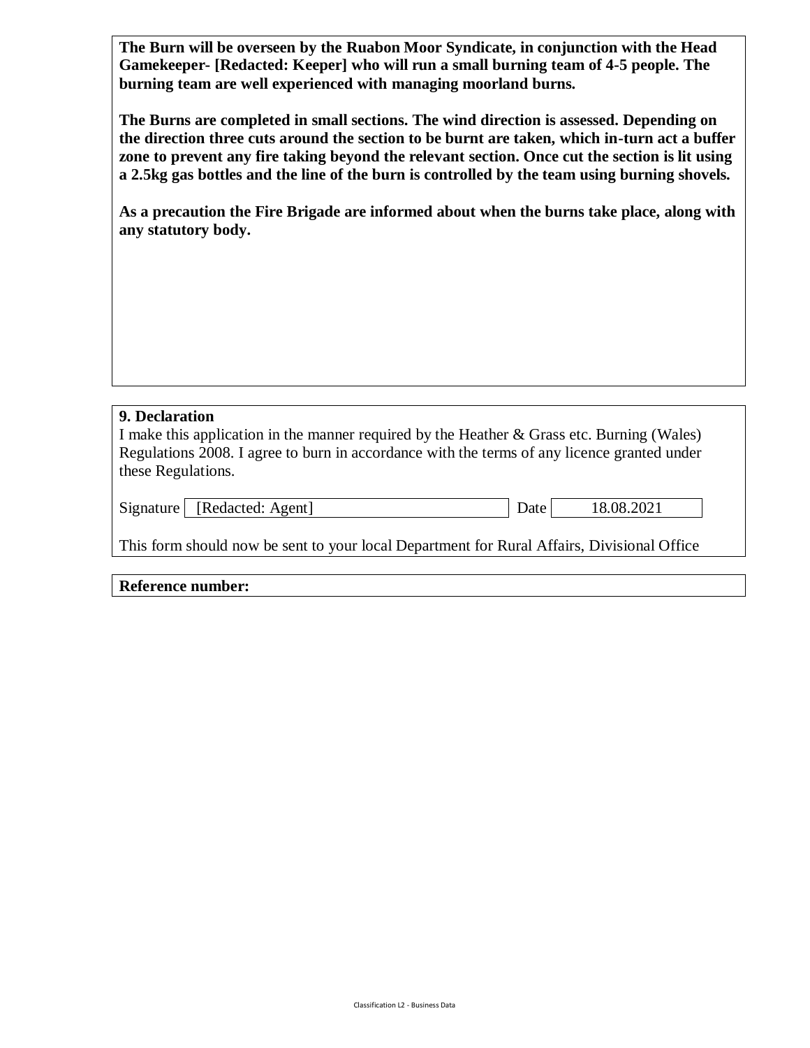**The Burn will be overseen by the Ruabon Moor Syndicate, in conjunction with the Head Gamekeeper- [Redacted: Keeper] who will run a small burning team of 4-5 people. The burning team are well experienced with managing moorland burns.**

**The Burns are completed in small sections. The wind direction is assessed. Depending on the direction three cuts around the section to be burnt are taken, which in-turn act a buffer zone to prevent any fire taking beyond the relevant section. Once cut the section is lit using a 2.5kg gas bottles and the line of the burn is controlled by the team using burning shovels.**

**As a precaution the Fire Brigade are informed about when the burns take place, along with any statutory body.**

**9. Declaration**

I make this application in the manner required by the Heather & Grass etc. Burning (Wales) Regulations 2008. I agree to burn in accordance with the terms of any licence granted under these Regulations.

Signature [Redacted: Agent] Date 18.08.2021

This form should now be sent to your local Department for Rural Affairs, Divisional Office

**Reference number:**

Classification L2 - Business Data